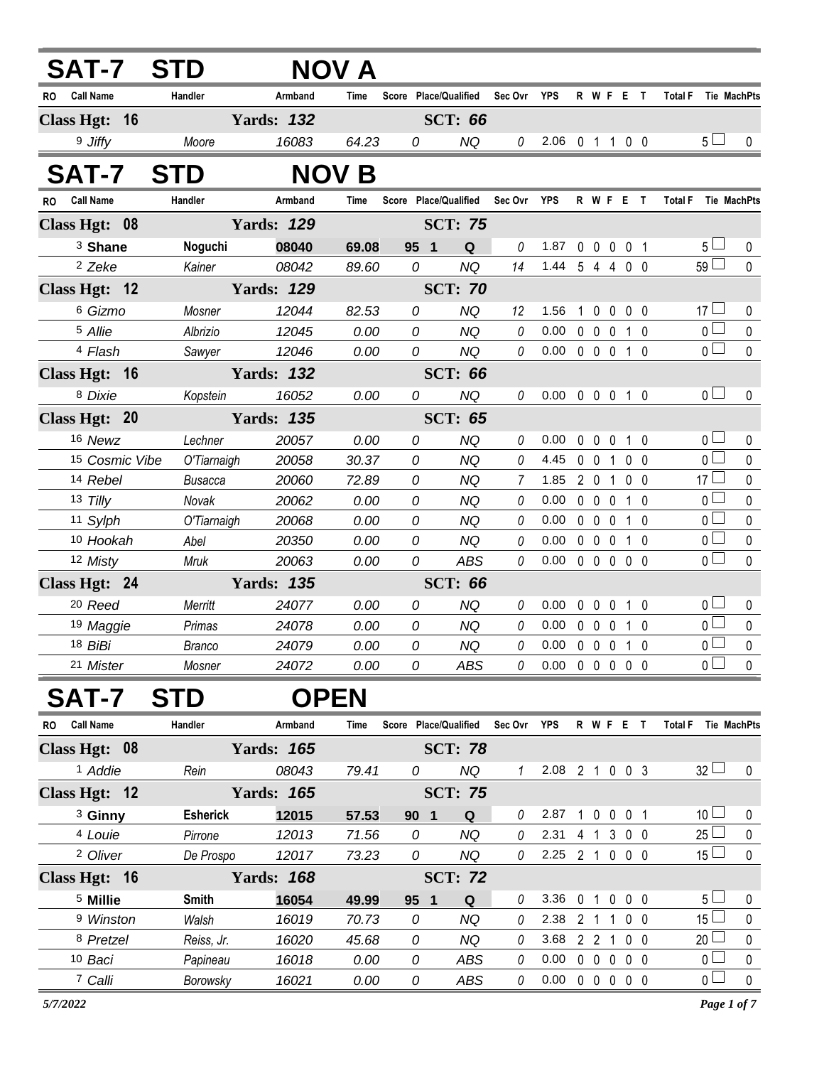## SAT-7 STD NOV A

| RO | Call Name | Handler | Armband | Time | Score | Place/Qualified | Sec Ovr | YPS | R | W | F | E | T | Total F | Tie | MachPts |
|---|---|---|---|---|---|---|---|---|---|---|---|---|---|---|---|---|
| **Class Hgt: 16** | | **Yards: 132** | | | | **SCT: 66** | | | | | | | | | | |
| 9 | Jiffy | Moore | 16083 | 64.23 | 0 | NQ | 0 | 2.06 | 0 | 1 | 1 | 0 | 0 | 5 | ☐ | 0 |

## SAT-7 STD NOV B

| RO | Call Name | Handler | Armband | Time | Score | Place/Qualified | Sec Ovr | YPS | R | W | F | E | T | Total F | Tie | MachPts |
|---|---|---|---|---|---|---|---|---|---|---|---|---|---|---|---|---|
| **Class Hgt: 08** | | **Yards: 129** | | | | **SCT: 75** | | | | | | | | | | |
| 3 | **Shane** | **Noguchi** | **08040** | **69.08** | **95** | **1 Q** | 0 | 1.87 | 0 | 0 | 0 | 0 | 1 | 5 | ☐ | 0 |
| 2 | Zeke | Kainer | 08042 | 89.60 | 0 | NQ | 14 | 1.44 | 5 | 4 | 4 | 0 | 0 | 59 | ☐ | 0 |
| **Class Hgt: 12** | | **Yards: 129** | | | | **SCT: 70** | | | | | | | | | | |
| 6 | Gizmo | Mosner | 12044 | 82.53 | 0 | NQ | 12 | 1.56 | 1 | 0 | 0 | 0 | 0 | 17 | ☐ | 0 |
| 5 | Allie | Albrizio | 12045 | 0.00 | 0 | NQ | 0 | 0.00 | 0 | 0 | 0 | 1 | 0 | 0 | ☐ | 0 |
| 4 | Flash | Sawyer | 12046 | 0.00 | 0 | NQ | 0 | 0.00 | 0 | 0 | 0 | 1 | 0 | 0 | ☐ | 0 |
| **Class Hgt: 16** | | **Yards: 132** | | | | **SCT: 66** | | | | | | | | | | |
| 8 | Dixie | Kopstein | 16052 | 0.00 | 0 | NQ | 0 | 0.00 | 0 | 0 | 0 | 1 | 0 | 0 | ☐ | 0 |
| **Class Hgt: 20** | | **Yards: 135** | | | | **SCT: 65** | | | | | | | | | | |
| 16 | Newz | Lechner | 20057 | 0.00 | 0 | NQ | 0 | 0.00 | 0 | 0 | 0 | 1 | 0 | 0 | ☐ | 0 |
| 15 | Cosmic Vibe | O'Tiarnaigh | 20058 | 30.37 | 0 | NQ | 0 | 4.45 | 0 | 0 | 1 | 0 | 0 | 0 | ☐ | 0 |
| 14 | Rebel | Busacca | 20060 | 72.89 | 0 | NQ | 7 | 1.85 | 2 | 0 | 1 | 0 | 0 | 17 | ☐ | 0 |
| 13 | Tilly | Novak | 20062 | 0.00 | 0 | NQ | 0 | 0.00 | 0 | 0 | 0 | 1 | 0 | 0 | ☐ | 0 |
| 11 | Sylph | O'Tiarnaigh | 20068 | 0.00 | 0 | NQ | 0 | 0.00 | 0 | 0 | 0 | 1 | 0 | 0 | ☐ | 0 |
| 10 | Hookah | Abel | 20350 | 0.00 | 0 | NQ | 0 | 0.00 | 0 | 0 | 0 | 1 | 0 | 0 | ☐ | 0 |
| 12 | Misty | Mruk | 20063 | 0.00 | 0 | ABS | 0 | 0.00 | 0 | 0 | 0 | 0 | 0 | 0 | ☐ | 0 |
| **Class Hgt: 24** | | **Yards: 135** | | | | **SCT: 66** | | | | | | | | | | |
| 20 | Reed | Merritt | 24077 | 0.00 | 0 | NQ | 0 | 0.00 | 0 | 0 | 0 | 1 | 0 | 0 | ☐ | 0 |
| 19 | Maggie | Primas | 24078 | 0.00 | 0 | NQ | 0 | 0.00 | 0 | 0 | 0 | 1 | 0 | 0 | ☐ | 0 |
| 18 | BiBi | Branco | 24079 | 0.00 | 0 | NQ | 0 | 0.00 | 0 | 0 | 0 | 1 | 0 | 0 | ☐ | 0 |
| 21 | Mister | Mosner | 24072 | 0.00 | 0 | ABS | 0 | 0.00 | 0 | 0 | 0 | 0 | 0 | 0 | ☐ | 0 |

## SAT-7 STD OPEN

| RO | Call Name | Handler | Armband | Time | Score | Place/Qualified | Sec Ovr | YPS | R | W | F | E | T | Total F | Tie | MachPts |
|---|---|---|---|---|---|---|---|---|---|---|---|---|---|---|---|---|
| **Class Hgt: 08** | | **Yards: 165** | | | | **SCT: 78** | | | | | | | | | | |
| 1 | Addie | Rein | 08043 | 79.41 | 0 | NQ | 1 | 2.08 | 2 | 1 | 0 | 0 | 3 | 32 | ☐ | 0 |
| **Class Hgt: 12** | | **Yards: 165** | | | | **SCT: 75** | | | | | | | | | | |
| 3 | **Ginny** | **Esherick** | **12015** | **57.53** | **90** | **1 Q** | 0 | 2.87 | 1 | 0 | 0 | 0 | 1 | 10 | ☐ | 0 |
| 4 | Louie | Pirrone | 12013 | 71.56 | 0 | NQ | 0 | 2.31 | 4 | 1 | 3 | 0 | 0 | 25 | ☐ | 0 |
| 2 | Oliver | De Prospo | 12017 | 73.23 | 0 | NQ | 0 | 2.25 | 2 | 1 | 0 | 0 | 0 | 15 | ☐ | 0 |
| **Class Hgt: 16** | | **Yards: 168** | | | | **SCT: 72** | | | | | | | | | | |
| 5 | **Millie** | **Smith** | **16054** | **49.99** | **95** | **1 Q** | 0 | 3.36 | 0 | 1 | 0 | 0 | 0 | 5 | ☐ | 0 |
| 9 | Winston | Walsh | 16019 | 70.73 | 0 | NQ | 0 | 2.38 | 2 | 1 | 1 | 0 | 0 | 15 | ☐ | 0 |
| 8 | Pretzel | Reiss, Jr. | 16020 | 45.68 | 0 | NQ | 0 | 3.68 | 2 | 2 | 1 | 0 | 0 | 20 | ☐ | 0 |
| 10 | Baci | Papineau | 16018 | 0.00 | 0 | ABS | 0 | 0.00 | 0 | 0 | 0 | 0 | 0 | 0 | ☐ | 0 |
| 7 | Calli | Borowsky | 16021 | 0.00 | 0 | ABS | 0 | 0.00 | 0 | 0 | 0 | 0 | 0 | 0 | ☐ | 0 |

*5/7/2022*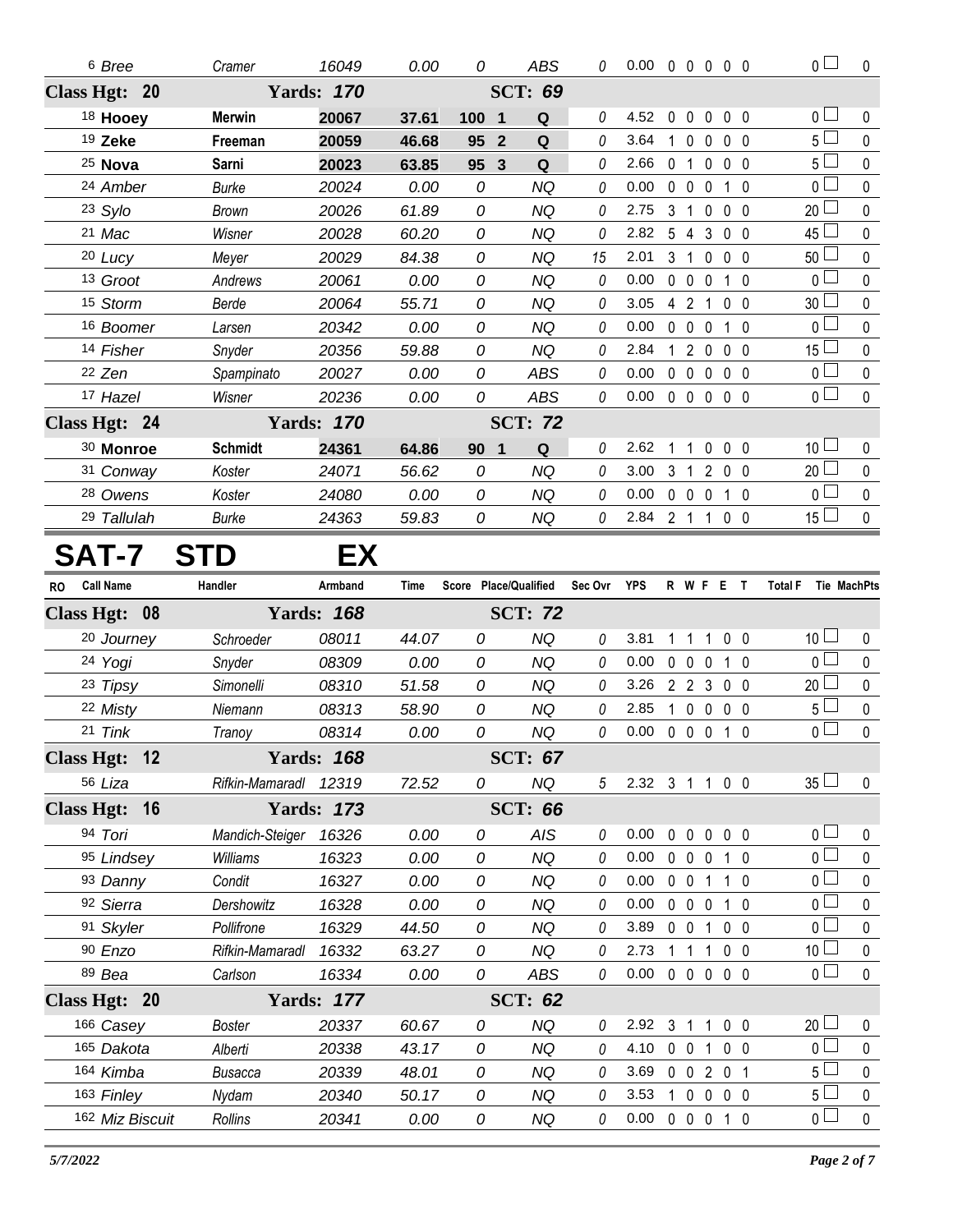| RO | Call Name | Handler | Armband | Time | Score | Place/Qualified | Sec Ovr | YPS | R | W | F | E | T | Total F | Tie | MachPts |
|---|---|---|---|---|---|---|---|---|---|---|---|---|---|---|---|---|
| 6 | Bree | Cramer | 16049 | 0.00 | 0 | ABS | 0 | 0.00 | 0 | 0 | 0 | 0 | 0 | 0 | | 0 |
| **Class Hgt: 20** | | **Yards: 170** | | | | **SCT: 69** | | | | | | | | | | |
| 18 | **Hooey** | **Merwin** | **20067** | **37.61** | **100** | **1 Q** | 0 | 4.52 | 0 | 0 | 0 | 0 | 0 | 0 | | 0 |
| 19 | **Zeke** | **Freeman** | **20059** | **46.68** | **95** | **2 Q** | 0 | 3.64 | 1 | 0 | 0 | 0 | 0 | 5 | | 0 |
| 25 | **Nova** | **Sarni** | **20023** | **63.85** | **95** | **3 Q** | 0 | 2.66 | 0 | 1 | 0 | 0 | 0 | 5 | | 0 |
| 24 | Amber | Burke | 20024 | 0.00 | 0 | NQ | 0 | 0.00 | 0 | 0 | 0 | 1 | 0 | 0 | | 0 |
| 23 | Sylo | Brown | 20026 | 61.89 | 0 | NQ | 0 | 2.75 | 3 | 1 | 0 | 0 | 0 | 20 | | 0 |
| 21 | Mac | Wisner | 20028 | 60.20 | 0 | NQ | 0 | 2.82 | 5 | 4 | 3 | 0 | 0 | 45 | | 0 |
| 20 | Lucy | Meyer | 20029 | 84.38 | 0 | NQ | 15 | 2.01 | 3 | 1 | 0 | 0 | 0 | 50 | | 0 |
| 13 | Groot | Andrews | 20061 | 0.00 | 0 | NQ | 0 | 0.00 | 0 | 0 | 0 | 1 | 0 | 0 | | 0 |
| 15 | Storm | Berde | 20064 | 55.71 | 0 | NQ | 0 | 3.05 | 4 | 2 | 1 | 0 | 0 | 30 | | 0 |
| 16 | Boomer | Larsen | 20342 | 0.00 | 0 | NQ | 0 | 0.00 | 0 | 0 | 0 | 1 | 0 | 0 | | 0 |
| 14 | Fisher | Snyder | 20356 | 59.88 | 0 | NQ | 0 | 2.84 | 1 | 2 | 0 | 0 | 0 | 15 | | 0 |
| 22 | Zen | Spampinato | 20027 | 0.00 | 0 | ABS | 0 | 0.00 | 0 | 0 | 0 | 0 | 0 | 0 | | 0 |
| 17 | Hazel | Wisner | 20236 | 0.00 | 0 | ABS | 0 | 0.00 | 0 | 0 | 0 | 0 | 0 | 0 | | 0 |
| **Class Hgt: 24** | | **Yards: 170** | | | | **SCT: 72** | | | | | | | | | | |
| 30 | **Monroe** | **Schmidt** | **24361** | **64.86** | **90** | **1 Q** | 0 | 2.62 | 1 | 1 | 0 | 0 | 0 | 10 | | 0 |
| 31 | Conway | Koster | 24071 | 56.62 | 0 | NQ | 0 | 3.00 | 3 | 1 | 2 | 0 | 0 | 20 | | 0 |
| 28 | Owens | Koster | 24080 | 0.00 | 0 | NQ | 0 | 0.00 | 0 | 0 | 0 | 1 | 0 | 0 | | 0 |
| 29 | Tallulah | Burke | 24363 | 59.83 | 0 | NQ | 0 | 2.84 | 2 | 1 | 1 | 0 | 0 | 15 | | 0 |

# SAT-7 STD EX

| RO | Call Name | Handler | Armband | Time | Score | Place/Qualified | Sec Ovr | YPS | R | W | F | E | T | Total F | Tie | MachPts |
|---|---|---|---|---|---|---|---|---|---|---|---|---|---|---|---|---|
| **Class Hgt: 08** | | **Yards: 168** | | | | **SCT: 72** | | | | | | | | | | |
| 20 | Journey | Schroeder | 08011 | 44.07 | 0 | NQ | 0 | 3.81 | 1 | 1 | 1 | 0 | 0 | 10 | | 0 |
| 24 | Yogi | Snyder | 08309 | 0.00 | 0 | NQ | 0 | 0.00 | 0 | 0 | 0 | 1 | 0 | 0 | | 0 |
| 23 | Tipsy | Simonelli | 08310 | 51.58 | 0 | NQ | 0 | 3.26 | 2 | 2 | 3 | 0 | 0 | 20 | | 0 |
| 22 | Misty | Niemann | 08313 | 58.90 | 0 | NQ | 0 | 2.85 | 1 | 0 | 0 | 0 | 0 | 5 | | 0 |
| 21 | Tink | Tranoy | 08314 | 0.00 | 0 | NQ | 0 | 0.00 | 0 | 0 | 0 | 1 | 0 | 0 | | 0 |
| **Class Hgt: 12** | | **Yards: 168** | | | | **SCT: 67** | | | | | | | | | | |
| 56 | Liza | Rifkin-Mamaradl | 12319 | 72.52 | 0 | NQ | 5 | 2.32 | 3 | 1 | 1 | 0 | 0 | 35 | | 0 |
| **Class Hgt: 16** | | **Yards: 173** | | | | **SCT: 66** | | | | | | | | | | |
| 94 | Tori | Mandich-Steiger | 16326 | 0.00 | 0 | AIS | 0 | 0.00 | 0 | 0 | 0 | 0 | 0 | 0 | | 0 |
| 95 | Lindsey | Williams | 16323 | 0.00 | 0 | NQ | 0 | 0.00 | 0 | 0 | 0 | 1 | 0 | 0 | | 0 |
| 93 | Danny | Condit | 16327 | 0.00 | 0 | NQ | 0 | 0.00 | 0 | 0 | 1 | 1 | 0 | 0 | | 0 |
| 92 | Sierra | Dershowitz | 16328 | 0.00 | 0 | NQ | 0 | 0.00 | 0 | 0 | 0 | 1 | 0 | 0 | | 0 |
| 91 | Skyler | Pollifrone | 16329 | 44.50 | 0 | NQ | 0 | 3.89 | 0 | 0 | 1 | 0 | 0 | 0 | | 0 |
| 90 | Enzo | Rifkin-Mamaradl | 16332 | 63.27 | 0 | NQ | 0 | 2.73 | 1 | 1 | 1 | 0 | 0 | 10 | | 0 |
| 89 | Bea | Carlson | 16334 | 0.00 | 0 | ABS | 0 | 0.00 | 0 | 0 | 0 | 0 | 0 | 0 | | 0 |
| **Class Hgt: 20** | | **Yards: 177** | | | | **SCT: 62** | | | | | | | | | | |
| 166 | Casey | Boster | 20337 | 60.67 | 0 | NQ | 0 | 2.92 | 3 | 1 | 1 | 0 | 0 | 20 | | 0 |
| 165 | Dakota | Alberti | 20338 | 43.17 | 0 | NQ | 0 | 4.10 | 0 | 0 | 1 | 0 | 0 | 0 | | 0 |
| 164 | Kimba | Busacca | 20339 | 48.01 | 0 | NQ | 0 | 3.69 | 0 | 0 | 2 | 0 | 1 | 5 | | 0 |
| 163 | Finley | Nydam | 20340 | 50.17 | 0 | NQ | 0 | 3.53 | 1 | 0 | 0 | 0 | 0 | 5 | | 0 |
| 162 | Miz Biscuit | Rollins | 20341 | 0.00 | 0 | NQ | 0 | 0.00 | 0 | 0 | 0 | 1 | 0 | 0 | | 0 |

*5/7/2022*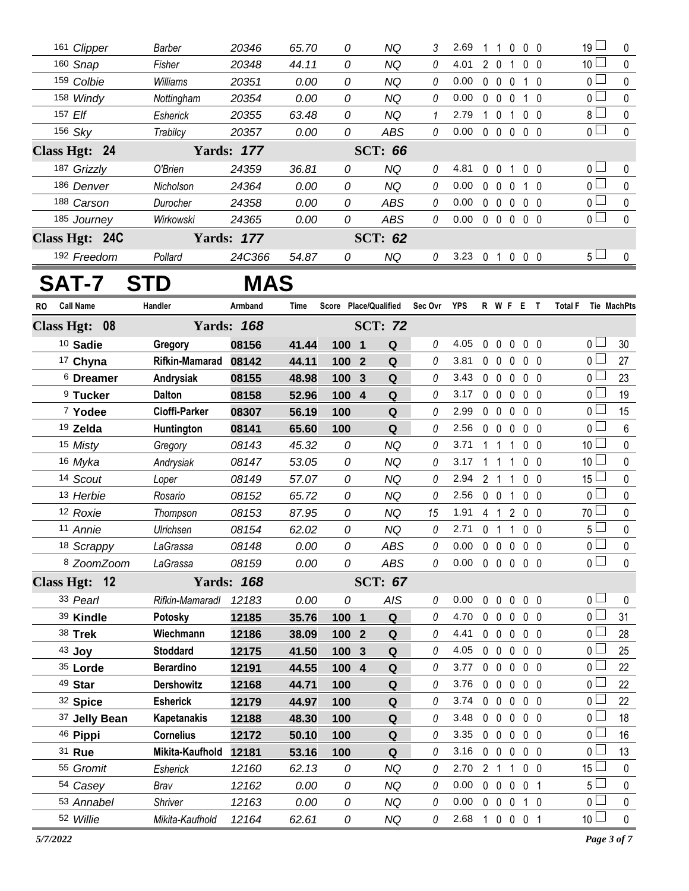| RO | Call Name | Handler | Armband | Time | Score | Place/Qualified | Sec Ovr | YPS | R | W | F | E | T | Total F | Tie | MachPts |
|---|---|---|---|---|---|---|---|---|---|---|---|---|---|---|---|---|
| 161 | *Clipper* | *Barber* | *20346* | *65.70* | *0* | *NQ* | *3* | 2.69 | 1 | 1 | 0 | 0 | 0 | 19 | ☐ | 0 |
| 160 | *Snap* | *Fisher* | *20348* | *44.11* | *0* | *NQ* | *0* | 4.01 | 2 | 0 | 1 | 0 | 0 | 10 | ☐ | 0 |
| 159 | *Colbie* | *Williams* | *20351* | *0.00* | *0* | *NQ* | *0* | 0.00 | 0 | 0 | 0 | 1 | 0 | 0 | ☐ | 0 |
| 158 | *Windy* | *Nottingham* | *20354* | *0.00* | *0* | *NQ* | *0* | 0.00 | 0 | 0 | 0 | 1 | 0 | 0 | ☐ | 0 |
| 157 | *Elf* | *Esherick* | *20355* | *63.48* | *0* | *NQ* | *1* | 2.79 | 1 | 0 | 1 | 0 | 0 | 8 | ☐ | 0 |
| 156 | *Sky* | *Trabilcy* | *20357* | *0.00* | *0* | *ABS* | *0* | 0.00 | 0 | 0 | 0 | 0 | 0 | 0 | ☐ | 0 |
| **Class Hgt: 24** | | **Yards: 177** | | | | **SCT: 66** | | | | | | | | | | |
| 187 | *Grizzly* | *O'Brien* | *24359* | *36.81* | *0* | *NQ* | *0* | 4.81 | 0 | 0 | 1 | 0 | 0 | 0 | ☐ | 0 |
| 186 | *Denver* | *Nicholson* | *24364* | *0.00* | *0* | *NQ* | *0* | 0.00 | 0 | 0 | 0 | 1 | 0 | 0 | ☐ | 0 |
| 188 | *Carson* | *Durocher* | *24358* | *0.00* | *0* | *ABS* | *0* | 0.00 | 0 | 0 | 0 | 0 | 0 | 0 | ☐ | 0 |
| 185 | *Journey* | *Wirkowski* | *24365* | *0.00* | *0* | *ABS* | *0* | 0.00 | 0 | 0 | 0 | 0 | 0 | 0 | ☐ | 0 |
| **Class Hgt: 24C** | | **Yards: 177** | | | | **SCT: 62** | | | | | | | | | | |
| 192 | *Freedom* | *Pollard* | *24C366* | *54.87* | *0* | *NQ* | *0* | 3.23 | 0 | 1 | 0 | 0 | 0 | 5 | ☐ | 0 |

# SAT-7 STD MAS

| RO | Call Name | Handler | Armband | Time | Score | Place/Qualified | Sec Ovr | YPS | R | W | F | E | T | Total F | Tie | MachPts |
|---|---|---|---|---|---|---|---|---|---|---|---|---|---|---|---|---|
| **Class Hgt: 08** | | **Yards: 168** | | | | **SCT: 72** | | | | | | | | | | |
| 10 | **Sadie** | **Gregory** | **08156** | **41.44** | **100** | **1 Q** | *0* | 4.05 | 0 | 0 | 0 | 0 | 0 | 0 | ☐ | 30 |
| 17 | **Chyna** | **Rifkin-Mamarad** | **08142** | **44.11** | **100** | **2 Q** | *0* | 3.81 | 0 | 0 | 0 | 0 | 0 | 0 | ☐ | 27 |
| 6 | **Dreamer** | **Andrysiak** | **08155** | **48.98** | **100** | **3 Q** | *0* | 3.43 | 0 | 0 | 0 | 0 | 0 | 0 | ☐ | 23 |
| 9 | **Tucker** | **Dalton** | **08158** | **52.96** | **100** | **4 Q** | *0* | 3.17 | 0 | 0 | 0 | 0 | 0 | 0 | ☐ | 19 |
| 7 | **Yodee** | **Cioffi-Parker** | **08307** | **56.19** | **100** | **Q** | *0* | 2.99 | 0 | 0 | 0 | 0 | 0 | 0 | ☐ | 15 |
| 19 | **Zelda** | **Huntington** | **08141** | **65.60** | **100** | **Q** | *0* | 2.56 | 0 | 0 | 0 | 0 | 0 | 0 | ☐ | 6 |
| 15 | *Misty* | *Gregory* | *08143* | *45.32* | *0* | *NQ* | *0* | 3.71 | 1 | 1 | 1 | 0 | 0 | 10 | ☐ | 0 |
| 16 | *Myka* | *Andrysiak* | *08147* | *53.05* | *0* | *NQ* | *0* | 3.17 | 1 | 1 | 1 | 0 | 0 | 10 | ☐ | 0 |
| 14 | *Scout* | *Loper* | *08149* | *57.07* | *0* | *NQ* | *0* | 2.94 | 2 | 1 | 1 | 0 | 0 | 15 | ☐ | 0 |
| 13 | *Herbie* | *Rosario* | *08152* | *65.72* | *0* | *NQ* | *0* | 2.56 | 0 | 0 | 1 | 0 | 0 | 0 | ☐ | 0 |
| 12 | *Roxie* | *Thompson* | *08153* | *87.95* | *0* | *NQ* | *15* | 1.91 | 4 | 1 | 2 | 0 | 0 | 70 | ☐ | 0 |
| 11 | *Annie* | *Ulrichsen* | *08154* | *62.02* | *0* | *NQ* | *0* | 2.71 | 0 | 1 | 1 | 0 | 0 | 5 | ☐ | 0 |
| 18 | *Scrappy* | *LaGrassa* | *08148* | *0.00* | *0* | *ABS* | *0* | 0.00 | 0 | 0 | 0 | 0 | 0 | 0 | ☐ | 0 |
| 8 | *ZoomZoom* | *LaGrassa* | *08159* | *0.00* | *0* | *ABS* | *0* | 0.00 | 0 | 0 | 0 | 0 | 0 | 0 | ☐ | 0 |
| **Class Hgt: 12** | | **Yards: 168** | | | | **SCT: 67** | | | | | | | | | | |
| 33 | *Pearl* | *Rifkin-Mamaradl* | *12183* | *0.00* | *0* | *AIS* | *0* | 0.00 | 0 | 0 | 0 | 0 | 0 | 0 | ☐ | 0 |
| 39 | **Kindle** | **Potosky** | **12185** | **35.76** | **100** | **1 Q** | *0* | 4.70 | 0 | 0 | 0 | 0 | 0 | 0 | ☐ | 31 |
| 38 | **Trek** | **Wiechmann** | **12186** | **38.09** | **100** | **2 Q** | *0* | 4.41 | 0 | 0 | 0 | 0 | 0 | 0 | ☐ | 28 |
| 43 | **Joy** | **Stoddard** | **12175** | **41.50** | **100** | **3 Q** | *0* | 4.05 | 0 | 0 | 0 | 0 | 0 | 0 | ☐ | 25 |
| 35 | **Lorde** | **Berardino** | **12191** | **44.55** | **100** | **4 Q** | *0* | 3.77 | 0 | 0 | 0 | 0 | 0 | 0 | ☐ | 22 |
| 49 | **Star** | **Dershowitz** | **12168** | **44.71** | **100** | **Q** | *0* | 3.76 | 0 | 0 | 0 | 0 | 0 | 0 | ☐ | 22 |
| 32 | **Spice** | **Esherick** | **12179** | **44.97** | **100** | **Q** | *0* | 3.74 | 0 | 0 | 0 | 0 | 0 | 0 | ☐ | 22 |
| 37 | **Jelly Bean** | **Kapetanakis** | **12188** | **48.30** | **100** | **Q** | *0* | 3.48 | 0 | 0 | 0 | 0 | 0 | 0 | ☐ | 18 |
| 46 | **Pippi** | **Cornelius** | **12172** | **50.10** | **100** | **Q** | *0* | 3.35 | 0 | 0 | 0 | 0 | 0 | 0 | ☐ | 16 |
| 31 | **Rue** | **Mikita-Kaufhold** | **12181** | **53.16** | **100** | **Q** | *0* | 3.16 | 0 | 0 | 0 | 0 | 0 | 0 | ☐ | 13 |
| 55 | *Gromit* | *Esherick* | *12160* | *62.13* | *0* | *NQ* | *0* | 2.70 | 2 | 1 | 1 | 0 | 0 | 15 | ☐ | 0 |
| 54 | *Casey* | *Brav* | *12162* | *0.00* | *0* | *NQ* | *0* | 0.00 | 0 | 0 | 0 | 0 | 1 | 5 | ☐ | 0 |
| 53 | *Annabel* | *Shriver* | *12163* | *0.00* | *0* | *NQ* | *0* | 0.00 | 0 | 0 | 0 | 1 | 0 | 0 | ☐ | 0 |
| 52 | *Willie* | *Mikita-Kaufhold* | *12164* | *62.61* | *0* | *NQ* | *0* | 2.68 | 1 | 0 | 0 | 0 | 1 | 10 | ☐ | 0 |

*5/7/2022*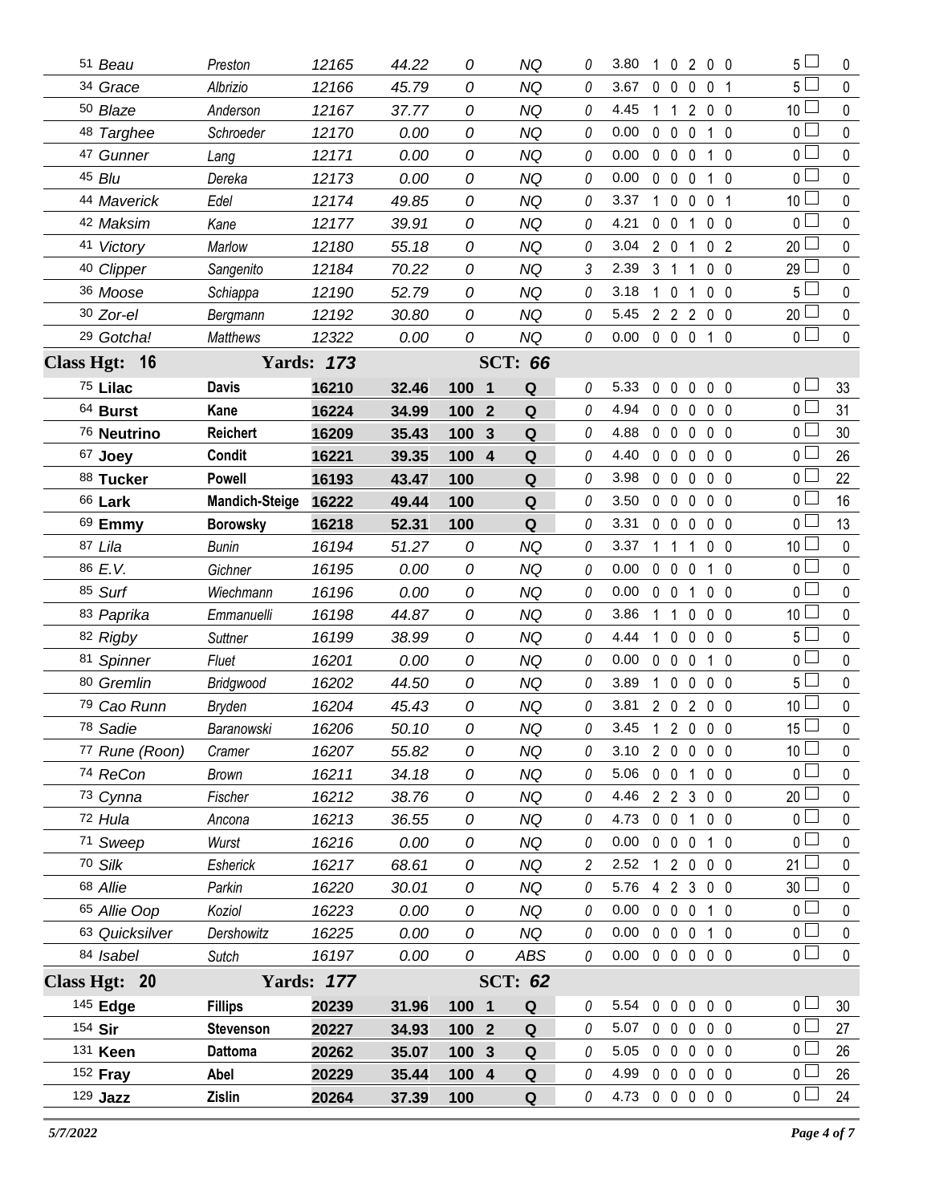| Armband | Dog | Handler | Reg | Time | Score | Place | Q | Time Faults | YPS | Faults | | | | | Total Faults | Points |
|---|---|---|---|---|---|---|---|---|---|---|---|---|---|---|---|---|
| 51 | *Beau* | *Preston* | *12165* | *44.22* | *0* | | *NQ* | *0* | 3.80 | 1 | 0 | 2 | 0 | 0 | 5 | 0 |
| 34 | *Grace* | *Albrizio* | *12166* | *45.79* | *0* | | *NQ* | *0* | 3.67 | 0 | 0 | 0 | 0 | 1 | 5 | 0 |
| 50 | *Blaze* | *Anderson* | *12167* | *37.77* | *0* | | *NQ* | *0* | 4.45 | 1 | 1 | 2 | 0 | 0 | 10 | 0 |
| 48 | *Targhee* | *Schroeder* | *12170* | *0.00* | *0* | | *NQ* | *0* | 0.00 | 0 | 0 | 0 | 1 | 0 | 0 | 0 |
| 47 | *Gunner* | *Lang* | *12171* | *0.00* | *0* | | *NQ* | *0* | 0.00 | 0 | 0 | 0 | 1 | 0 | 0 | 0 |
| 45 | *Blu* | *Dereka* | *12173* | *0.00* | *0* | | *NQ* | *0* | 0.00 | 0 | 0 | 0 | 1 | 0 | 0 | 0 |
| 44 | *Maverick* | *Edel* | *12174* | *49.85* | *0* | | *NQ* | *0* | 3.37 | 1 | 0 | 0 | 0 | 1 | 10 | 0 |
| 42 | *Maksim* | *Kane* | *12177* | *39.91* | *0* | | *NQ* | *0* | 4.21 | 0 | 0 | 1 | 0 | 0 | 0 | 0 |
| 41 | *Victory* | *Marlow* | *12180* | *55.18* | *0* | | *NQ* | *0* | 3.04 | 2 | 0 | 1 | 0 | 2 | 20 | 0 |
| 40 | *Clipper* | *Sangenito* | *12184* | *70.22* | *0* | | *NQ* | *3* | 2.39 | 3 | 1 | 1 | 0 | 0 | 29 | 0 |
| 36 | *Moose* | *Schiappa* | *12190* | *52.79* | *0* | | *NQ* | *0* | 3.18 | 1 | 0 | 1 | 0 | 0 | 5 | 0 |
| 30 | *Zor-el* | *Bergmann* | *12192* | *30.80* | *0* | | *NQ* | *0* | 5.45 | 2 | 2 | 2 | 0 | 0 | 20 | 0 |
| 29 | *Gotcha!* | *Matthews* | *12322* | *0.00* | *0* | | *NQ* | *0* | 0.00 | 0 | 0 | 0 | 1 | 0 | 0 | 0 |
| **Class Hgt: 16** | | **Yards: 173** | | | | | **SCT: 66** | | | | | | | | | |
| 75 | **Lilac** | **Davis** | **16210** | **32.46** | **100** | **1** | **Q** | *0* | 5.33 | 0 | 0 | 0 | 0 | 0 | 0 | 33 |
| 64 | **Burst** | **Kane** | **16224** | **34.99** | **100** | **2** | **Q** | *0* | 4.94 | 0 | 0 | 0 | 0 | 0 | 0 | 31 |
| 76 | **Neutrino** | **Reichert** | **16209** | **35.43** | **100** | **3** | **Q** | *0* | 4.88 | 0 | 0 | 0 | 0 | 0 | 0 | 30 |
| 67 | **Joey** | **Condit** | **16221** | **39.35** | **100** | **4** | **Q** | *0* | 4.40 | 0 | 0 | 0 | 0 | 0 | 0 | 26 |
| 88 | **Tucker** | **Powell** | **16193** | **43.47** | **100** | | **Q** | *0* | 3.98 | 0 | 0 | 0 | 0 | 0 | 0 | 22 |
| 66 | **Lark** | **Mandich-Steige** | **16222** | **49.44** | **100** | | **Q** | *0* | 3.50 | 0 | 0 | 0 | 0 | 0 | 0 | 16 |
| 69 | **Emmy** | **Borowsky** | **16218** | **52.31** | **100** | | **Q** | *0* | 3.31 | 0 | 0 | 0 | 0 | 0 | 0 | 13 |
| 87 | *Lila* | *Bunin* | *16194* | *51.27* | *0* | | *NQ* | *0* | 3.37 | 1 | 1 | 1 | 0 | 0 | 10 | 0 |
| 86 | *E.V.* | *Gichner* | *16195* | *0.00* | *0* | | *NQ* | *0* | 0.00 | 0 | 0 | 0 | 1 | 0 | 0 | 0 |
| 85 | *Surf* | *Wiechmann* | *16196* | *0.00* | *0* | | *NQ* | *0* | 0.00 | 0 | 0 | 1 | 0 | 0 | 0 | 0 |
| 83 | *Paprika* | *Emmanuelli* | *16198* | *44.87* | *0* | | *NQ* | *0* | 3.86 | 1 | 1 | 0 | 0 | 0 | 10 | 0 |
| 82 | *Rigby* | *Suttner* | *16199* | *38.99* | *0* | | *NQ* | *0* | 4.44 | 1 | 0 | 0 | 0 | 0 | 5 | 0 |
| 81 | *Spinner* | *Fluet* | *16201* | *0.00* | *0* | | *NQ* | *0* | 0.00 | 0 | 0 | 0 | 1 | 0 | 0 | 0 |
| 80 | *Gremlin* | *Bridgwood* | *16202* | *44.50* | *0* | | *NQ* | *0* | 3.89 | 1 | 0 | 0 | 0 | 0 | 5 | 0 |
| 79 | *Cao Runn* | *Bryden* | *16204* | *45.43* | *0* | | *NQ* | *0* | 3.81 | 2 | 0 | 2 | 0 | 0 | 10 | 0 |
| 78 | *Sadie* | *Baranowski* | *16206* | *50.10* | *0* | | *NQ* | *0* | 3.45 | 1 | 2 | 0 | 0 | 0 | 15 | 0 |
| 77 | *Rune (Roon)* | *Cramer* | *16207* | *55.82* | *0* | | *NQ* | *0* | 3.10 | 2 | 0 | 0 | 0 | 0 | 10 | 0 |
| 74 | *ReCon* | *Brown* | *16211* | *34.18* | *0* | | *NQ* | *0* | 5.06 | 0 | 0 | 1 | 0 | 0 | 0 | 0 |
| 73 | *Cynna* | *Fischer* | *16212* | *38.76* | *0* | | *NQ* | *0* | 4.46 | 2 | 2 | 3 | 0 | 0 | 20 | 0 |
| 72 | *Hula* | *Ancona* | *16213* | *36.55* | *0* | | *NQ* | *0* | 4.73 | 0 | 0 | 1 | 0 | 0 | 0 | 0 |
| 71 | *Sweep* | *Wurst* | *16216* | *0.00* | *0* | | *NQ* | *0* | 0.00 | 0 | 0 | 0 | 1 | 0 | 0 | 0 |
| 70 | *Silk* | *Esherick* | *16217* | *68.61* | *0* | | *NQ* | *2* | 2.52 | 1 | 2 | 0 | 0 | 0 | 21 | 0 |
| 68 | *Allie* | *Parkin* | *16220* | *30.01* | *0* | | *NQ* | *0* | 5.76 | 4 | 2 | 3 | 0 | 0 | 30 | 0 |
| 65 | *Allie Oop* | *Koziol* | *16223* | *0.00* | *0* | | *NQ* | *0* | 0.00 | 0 | 0 | 0 | 1 | 0 | 0 | 0 |
| 63 | *Quicksilver* | *Dershowitz* | *16225* | *0.00* | *0* | | *NQ* | *0* | 0.00 | 0 | 0 | 0 | 1 | 0 | 0 | 0 |
| 84 | *Isabel* | *Sutch* | *16197* | *0.00* | *0* | | *ABS* | *0* | 0.00 | 0 | 0 | 0 | 0 | 0 | 0 | 0 |
| **Class Hgt: 20** | | **Yards: 177** | | | | | **SCT: 62** | | | | | | | | | |
| 145 | **Edge** | **Fillips** | **20239** | **31.96** | **100** | **1** | **Q** | *0* | 5.54 | 0 | 0 | 0 | 0 | 0 | 0 | 30 |
| 154 | **Sir** | **Stevenson** | **20227** | **34.93** | **100** | **2** | **Q** | *0* | 5.07 | 0 | 0 | 0 | 0 | 0 | 0 | 27 |
| 131 | **Keen** | **Dattoma** | **20262** | **35.07** | **100** | **3** | **Q** | *0* | 5.05 | 0 | 0 | 0 | 0 | 0 | 0 | 26 |
| 152 | **Fray** | **Abel** | **20229** | **35.44** | **100** | **4** | **Q** | *0* | 4.99 | 0 | 0 | 0 | 0 | 0 | 0 | 26 |
| 129 | **Jazz** | **Zislin** | **20264** | **37.39** | **100** | | **Q** | *0* | 4.73 | 0 | 0 | 0 | 0 | 0 | 0 | 24 |

*5/7/2022*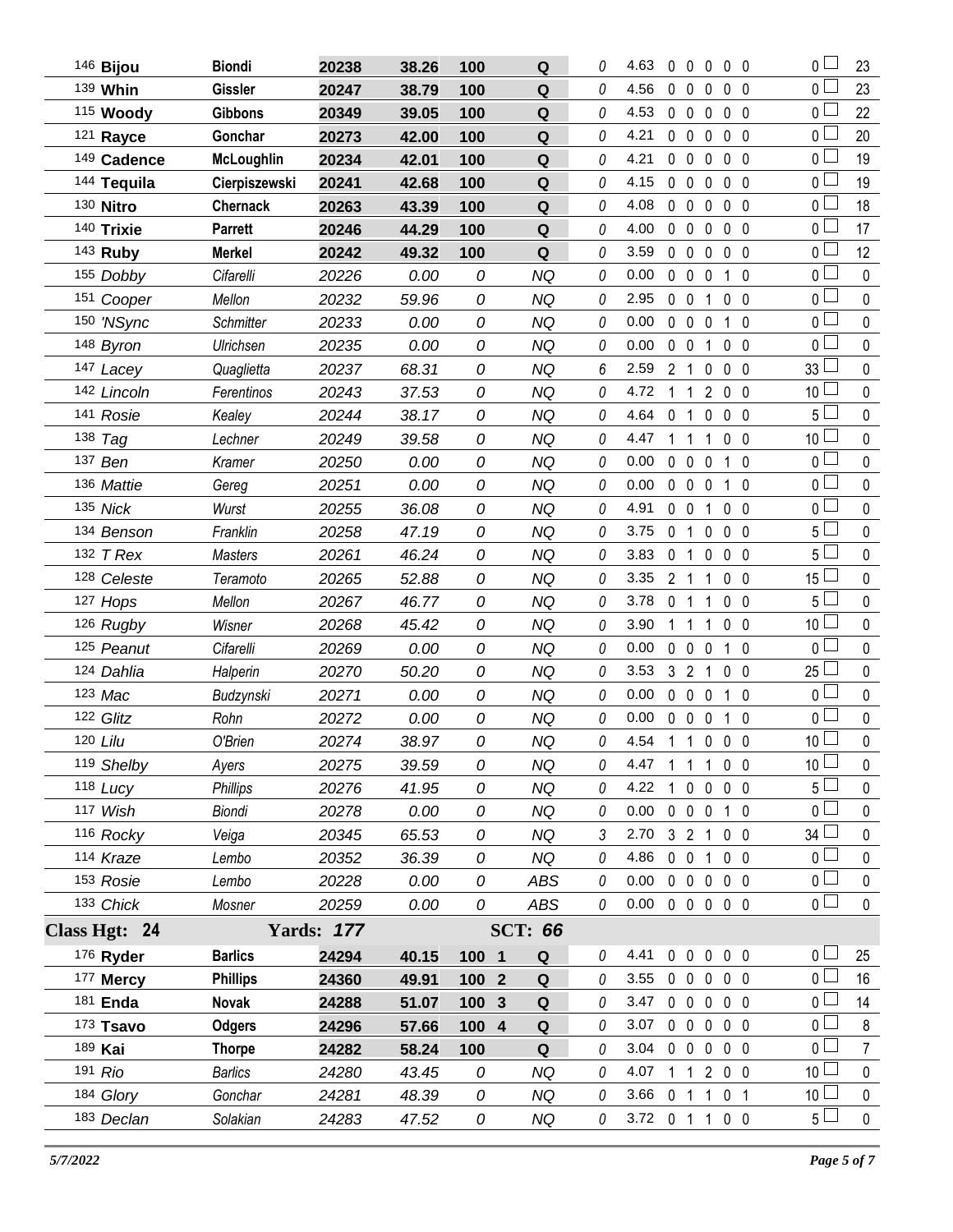| # | Dog | Handler | Reg # | Time | Score | Place | Q | Time Flts | YPS | Faults | | | | | Total Flts | Pts |
|---|---|---|---|---|---|---|---|---|---|---|---|---|---|---|---|---|
| 146 | **Bijou** | **Biondi** | **20238** | **38.26** | **100** | | **Q** | 0 | 4.63 | 0 | 0 | 0 | 0 | 0 | 0 | 23 |
| 139 | **Whin** | **Gissler** | **20247** | **38.79** | **100** | | **Q** | 0 | 4.56 | 0 | 0 | 0 | 0 | 0 | 0 | 23 |
| 115 | **Woody** | **Gibbons** | **20349** | **39.05** | **100** | | **Q** | 0 | 4.53 | 0 | 0 | 0 | 0 | 0 | 0 | 22 |
| 121 | **Rayce** | **Gonchar** | **20273** | **42.00** | **100** | | **Q** | 0 | 4.21 | 0 | 0 | 0 | 0 | 0 | 0 | 20 |
| 149 | **Cadence** | **McLoughlin** | **20234** | **42.01** | **100** | | **Q** | 0 | 4.21 | 0 | 0 | 0 | 0 | 0 | 0 | 19 |
| 144 | **Tequila** | **Cierpiszewski** | **20241** | **42.68** | **100** | | **Q** | 0 | 4.15 | 0 | 0 | 0 | 0 | 0 | 0 | 19 |
| 130 | **Nitro** | **Chernack** | **20263** | **43.39** | **100** | | **Q** | 0 | 4.08 | 0 | 0 | 0 | 0 | 0 | 0 | 18 |
| 140 | **Trixie** | **Parrett** | **20246** | **44.29** | **100** | | **Q** | 0 | 4.00 | 0 | 0 | 0 | 0 | 0 | 0 | 17 |
| 143 | **Ruby** | **Merkel** | **20242** | **49.32** | **100** | | **Q** | 0 | 3.59 | 0 | 0 | 0 | 0 | 0 | 0 | 12 |
| 155 | *Dobby* | *Cifarelli* | *20226* | *0.00* | *0* | | *NQ* | 0 | 0.00 | 0 | 0 | 0 | 1 | 0 | 0 | 0 |
| 151 | *Cooper* | *Mellon* | *20232* | *59.96* | *0* | | *NQ* | 0 | 2.95 | 0 | 0 | 1 | 0 | 0 | 0 | 0 |
| 150 | *'NSync* | *Schmitter* | *20233* | *0.00* | *0* | | *NQ* | 0 | 0.00 | 0 | 0 | 0 | 1 | 0 | 0 | 0 |
| 148 | *Byron* | *Ulrichsen* | *20235* | *0.00* | *0* | | *NQ* | 0 | 0.00 | 0 | 0 | 1 | 0 | 0 | 0 | 0 |
| 147 | *Lacey* | *Quaglietta* | *20237* | *68.31* | *0* | | *NQ* | 6 | 2.59 | 2 | 1 | 0 | 0 | 0 | 33 | 0 |
| 142 | *Lincoln* | *Ferentinos* | *20243* | *37.53* | *0* | | *NQ* | 0 | 4.72 | 1 | 1 | 2 | 0 | 0 | 10 | 0 |
| 141 | *Rosie* | *Kealey* | *20244* | *38.17* | *0* | | *NQ* | 0 | 4.64 | 0 | 1 | 0 | 0 | 0 | 5 | 0 |
| 138 | *Tag* | *Lechner* | *20249* | *39.58* | *0* | | *NQ* | 0 | 4.47 | 1 | 1 | 1 | 0 | 0 | 10 | 0 |
| 137 | *Ben* | *Kramer* | *20250* | *0.00* | *0* | | *NQ* | 0 | 0.00 | 0 | 0 | 0 | 1 | 0 | 0 | 0 |
| 136 | *Mattie* | *Gereg* | *20251* | *0.00* | *0* | | *NQ* | 0 | 0.00 | 0 | 0 | 0 | 1 | 0 | 0 | 0 |
| 135 | *Nick* | *Wurst* | *20255* | *36.08* | *0* | | *NQ* | 0 | 4.91 | 0 | 0 | 1 | 0 | 0 | 0 | 0 |
| 134 | *Benson* | *Franklin* | *20258* | *47.19* | *0* | | *NQ* | 0 | 3.75 | 0 | 1 | 0 | 0 | 0 | 5 | 0 |
| 132 | *T Rex* | *Masters* | *20261* | *46.24* | *0* | | *NQ* | 0 | 3.83 | 0 | 1 | 0 | 0 | 0 | 5 | 0 |
| 128 | *Celeste* | *Teramoto* | *20265* | *52.88* | *0* | | *NQ* | 0 | 3.35 | 2 | 1 | 1 | 0 | 0 | 15 | 0 |
| 127 | *Hops* | *Mellon* | *20267* | *46.77* | *0* | | *NQ* | 0 | 3.78 | 0 | 1 | 1 | 0 | 0 | 5 | 0 |
| 126 | *Rugby* | *Wisner* | *20268* | *45.42* | *0* | | *NQ* | 0 | 3.90 | 1 | 1 | 1 | 0 | 0 | 10 | 0 |
| 125 | *Peanut* | *Cifarelli* | *20269* | *0.00* | *0* | | *NQ* | 0 | 0.00 | 0 | 0 | 0 | 1 | 0 | 0 | 0 |
| 124 | *Dahlia* | *Halperin* | *20270* | *50.20* | *0* | | *NQ* | 0 | 3.53 | 3 | 2 | 1 | 0 | 0 | 25 | 0 |
| 123 | *Mac* | *Budzynski* | *20271* | *0.00* | *0* | | *NQ* | 0 | 0.00 | 0 | 0 | 0 | 1 | 0 | 0 | 0 |
| 122 | *Glitz* | *Rohn* | *20272* | *0.00* | *0* | | *NQ* | 0 | 0.00 | 0 | 0 | 0 | 1 | 0 | 0 | 0 |
| 120 | *Lilu* | *O'Brien* | *20274* | *38.97* | *0* | | *NQ* | 0 | 4.54 | 1 | 1 | 0 | 0 | 0 | 10 | 0 |
| 119 | *Shelby* | *Ayers* | *20275* | *39.59* | *0* | | *NQ* | 0 | 4.47 | 1 | 1 | 1 | 0 | 0 | 10 | 0 |
| 118 | *Lucy* | *Phillips* | *20276* | *41.95* | *0* | | *NQ* | 0 | 4.22 | 1 | 0 | 0 | 0 | 0 | 5 | 0 |
| 117 | *Wish* | *Biondi* | *20278* | *0.00* | *0* | | *NQ* | 0 | 0.00 | 0 | 0 | 0 | 1 | 0 | 0 | 0 |
| 116 | *Rocky* | *Veiga* | *20345* | *65.53* | *0* | | *NQ* | 3 | 2.70 | 3 | 2 | 1 | 0 | 0 | 34 | 0 |
| 114 | *Kraze* | *Lembo* | *20352* | *36.39* | *0* | | *NQ* | 0 | 4.86 | 0 | 0 | 1 | 0 | 0 | 0 | 0 |
| 153 | *Rosie* | *Lembo* | *20228* | *0.00* | *0* | | *ABS* | 0 | 0.00 | 0 | 0 | 0 | 0 | 0 | 0 | 0 |
| 133 | *Chick* | *Mosner* | *20259* | *0.00* | *0* | | *ABS* | 0 | 0.00 | 0 | 0 | 0 | 0 | 0 | 0 | 0 |
| **Class Hgt: 24** | | **Yards: 177** | | | | | **SCT: 66** | | | | | | | | | |
| 176 | **Ryder** | **Barlics** | **24294** | **40.15** | **100** | **1** | **Q** | 0 | 4.41 | 0 | 0 | 0 | 0 | 0 | 0 | 25 |
| 177 | **Mercy** | **Phillips** | **24360** | **49.91** | **100** | **2** | **Q** | 0 | 3.55 | 0 | 0 | 0 | 0 | 0 | 0 | 16 |
| 181 | **Enda** | **Novak** | **24288** | **51.07** | **100** | **3** | **Q** | 0 | 3.47 | 0 | 0 | 0 | 0 | 0 | 0 | 14 |
| 173 | **Tsavo** | **Odgers** | **24296** | **57.66** | **100** | **4** | **Q** | 0 | 3.07 | 0 | 0 | 0 | 0 | 0 | 0 | 8 |
| 189 | **Kai** | **Thorpe** | **24282** | **58.24** | **100** | | **Q** | 0 | 3.04 | 0 | 0 | 0 | 0 | 0 | 0 | 7 |
| 191 | *Rio* | *Barlics* | *24280* | *43.45* | *0* | | *NQ* | 0 | 4.07 | 1 | 1 | 2 | 0 | 0 | 10 | 0 |
| 184 | *Glory* | *Gonchar* | *24281* | *48.39* | *0* | | *NQ* | 0 | 3.66 | 0 | 1 | 1 | 0 | 1 | 10 | 0 |
| 183 | *Declan* | *Solakian* | *24283* | *47.52* | *0* | | *NQ* | 0 | 3.72 | 0 | 1 | 1 | 0 | 0 | 5 | 0 |

*5/7/2022*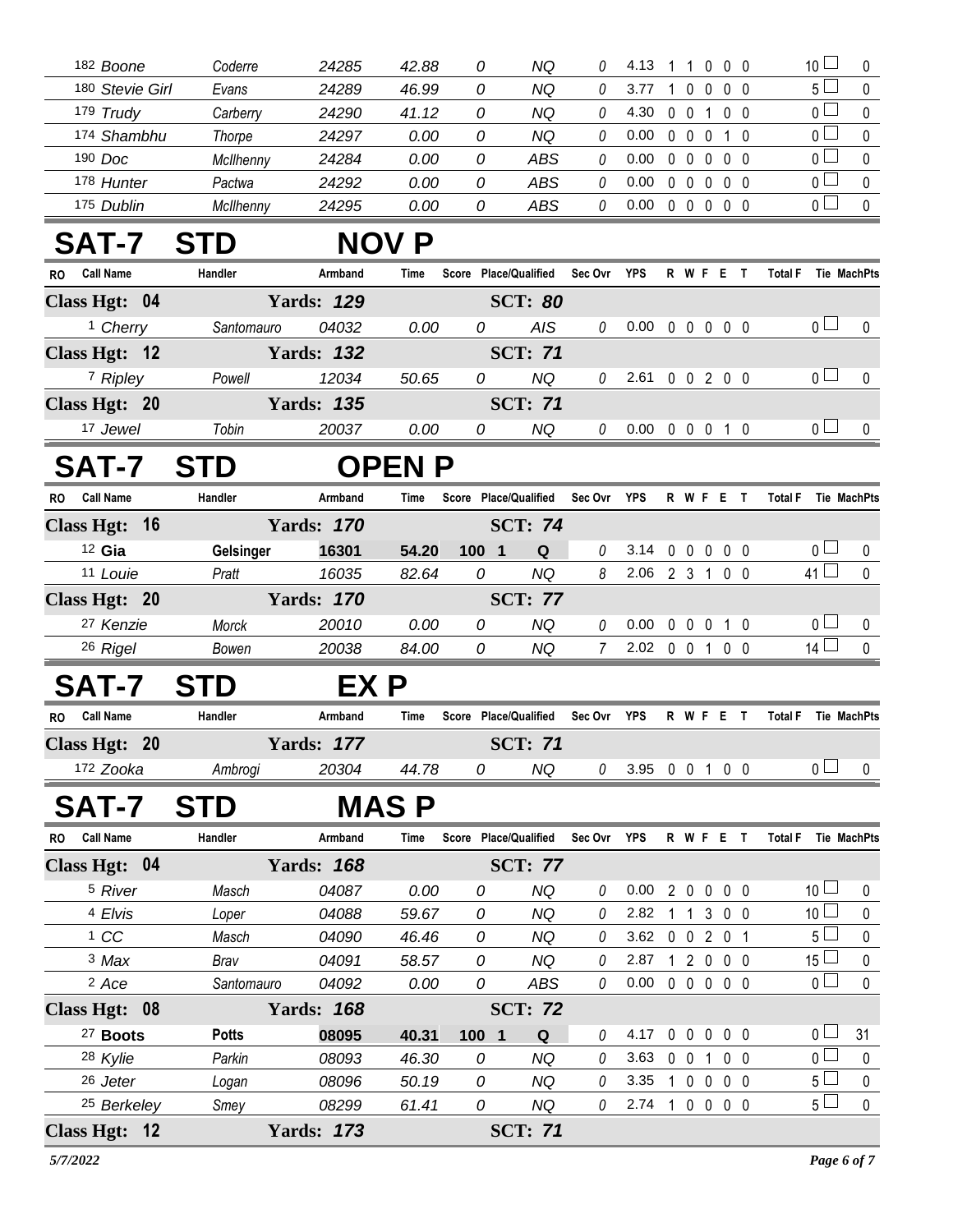| RO | Call Name | Handler | Armband | Time | Score | Place/Qualified | Sec Ovr | YPS | R | W | F | E | T | Total F | Tie | MachPts |
|---|---|---|---|---|---|---|---|---|---|---|---|---|---|---|---|---|
| | 182 Boone | Coderre | 24285 | 42.88 | 0 | NQ | 0 | 4.13 | 1 | 1 | 0 | 0 | 0 | 10 | | 0 |
| | 180 Stevie Girl | Evans | 24289 | 46.99 | 0 | NQ | 0 | 3.77 | 1 | 0 | 0 | 0 | 0 | 5 | | 0 |
| | 179 Trudy | Carberry | 24290 | 41.12 | 0 | NQ | 0 | 4.30 | 0 | 0 | 1 | 0 | 0 | 0 | | 0 |
| | 174 Shambhu | Thorpe | 24297 | 0.00 | 0 | NQ | 0 | 0.00 | 0 | 0 | 0 | 1 | 0 | 0 | | 0 |
| | 190 Doc | McIlhenny | 24284 | 0.00 | 0 | ABS | 0 | 0.00 | 0 | 0 | 0 | 0 | 0 | 0 | | 0 |
| | 178 Hunter | Pactwa | 24292 | 0.00 | 0 | ABS | 0 | 0.00 | 0 | 0 | 0 | 0 | 0 | 0 | | 0 |
| | 175 Dublin | McIlhenny | 24295 | 0.00 | 0 | ABS | 0 | 0.00 | 0 | 0 | 0 | 0 | 0 | 0 | | 0 |

# SAT-7 STD NOV P

| RO | Call Name | Handler | Armband | Time | Score | Place/Qualified | Sec Ovr | YPS | R | W | F | E | T | Total F | Tie | MachPts |
|---|---|---|---|---|---|---|---|---|---|---|---|---|---|---|---|---|
| **Class Hgt: 04** | | | **Yards: 129** | | | **SCT: 80** | | | | | | | | | | |
| | 1 Cherry | Santomauro | 04032 | 0.00 | 0 | AIS | 0 | 0.00 | 0 | 0 | 0 | 0 | 0 | 0 | | 0 |
| **Class Hgt: 12** | | | **Yards: 132** | | | **SCT: 71** | | | | | | | | | | |
| | 7 Ripley | Powell | 12034 | 50.65 | 0 | NQ | 0 | 2.61 | 0 | 0 | 2 | 0 | 0 | 0 | | 0 |
| **Class Hgt: 20** | | | **Yards: 135** | | | **SCT: 71** | | | | | | | | | | |
| | 17 Jewel | Tobin | 20037 | 0.00 | 0 | NQ | 0 | 0.00 | 0 | 0 | 0 | 1 | 0 | 0 | | 0 |

# SAT-7 STD OPEN P

| RO | Call Name | Handler | Armband | Time | Score | Place/Qualified | Sec Ovr | YPS | R | W | F | E | T | Total F | Tie | MachPts |
|---|---|---|---|---|---|---|---|---|---|---|---|---|---|---|---|---|
| **Class Hgt: 16** | | | **Yards: 170** | | | **SCT: 74** | | | | | | | | | | |
| | **12 Gia** | **Gelsinger** | **16301** | **54.20** | **100 1** | **Q** | 0 | 3.14 | 0 | 0 | 0 | 0 | 0 | 0 | | 0 |
| | 11 Louie | Pratt | 16035 | 82.64 | 0 | NQ | 8 | 2.06 | 2 | 3 | 1 | 0 | 0 | 41 | | 0 |
| **Class Hgt: 20** | | | **Yards: 170** | | | **SCT: 77** | | | | | | | | | | |
| | 27 Kenzie | Morck | 20010 | 0.00 | 0 | NQ | 0 | 0.00 | 0 | 0 | 0 | 1 | 0 | 0 | | 0 |
| | 26 Rigel | Bowen | 20038 | 84.00 | 0 | NQ | 7 | 2.02 | 0 | 0 | 1 | 0 | 0 | 14 | | 0 |

# SAT-7 STD EX P

| RO | Call Name | Handler | Armband | Time | Score | Place/Qualified | Sec Ovr | YPS | R | W | F | E | T | Total F | Tie | MachPts |
|---|---|---|---|---|---|---|---|---|---|---|---|---|---|---|---|---|
| **Class Hgt: 20** | | | **Yards: 177** | | | **SCT: 71** | | | | | | | | | | |
| | 172 Zooka | Ambrogi | 20304 | 44.78 | 0 | NQ | 0 | 3.95 | 0 | 0 | 1 | 0 | 0 | 0 | | 0 |

# SAT-7 STD MAS P

| RO | Call Name | Handler | Armband | Time | Score | Place/Qualified | Sec Ovr | YPS | R | W | F | E | T | Total F | Tie | MachPts |
|---|---|---|---|---|---|---|---|---|---|---|---|---|---|---|---|---|
| **Class Hgt: 04** | | | **Yards: 168** | | | **SCT: 77** | | | | | | | | | | |
| | 5 River | Masch | 04087 | 0.00 | 0 | NQ | 0 | 0.00 | 2 | 0 | 0 | 0 | 0 | 10 | | 0 |
| | 4 Elvis | Loper | 04088 | 59.67 | 0 | NQ | 0 | 2.82 | 1 | 1 | 3 | 0 | 0 | 10 | | 0 |
| | 1 CC | Masch | 04090 | 46.46 | 0 | NQ | 0 | 3.62 | 0 | 0 | 2 | 0 | 1 | 5 | | 0 |
| | 3 Max | Brav | 04091 | 58.57 | 0 | NQ | 0 | 2.87 | 1 | 2 | 0 | 0 | 0 | 15 | | 0 |
| | 2 Ace | Santomauro | 04092 | 0.00 | 0 | ABS | 0 | 0.00 | 0 | 0 | 0 | 0 | 0 | 0 | | 0 |
| **Class Hgt: 08** | | | **Yards: 168** | | | **SCT: 72** | | | | | | | | | | |
| | **27 Boots** | **Potts** | **08095** | **40.31** | **100 1** | **Q** | 0 | 4.17 | 0 | 0 | 0 | 0 | 0 | 0 | | 31 |
| | 28 Kylie | Parkin | 08093 | 46.30 | 0 | NQ | 0 | 3.63 | 0 | 0 | 1 | 0 | 0 | 0 | | 0 |
| | 26 Jeter | Logan | 08096 | 50.19 | 0 | NQ | 0 | 3.35 | 1 | 0 | 0 | 0 | 0 | 5 | | 0 |
| | 25 Berkeley | Smey | 08299 | 61.41 | 0 | NQ | 0 | 2.74 | 1 | 0 | 0 | 0 | 0 | 5 | | 0 |
| **Class Hgt: 12** | | | **Yards: 173** | | | **SCT: 71** | | | | | | | | | | |

*5/7/2022*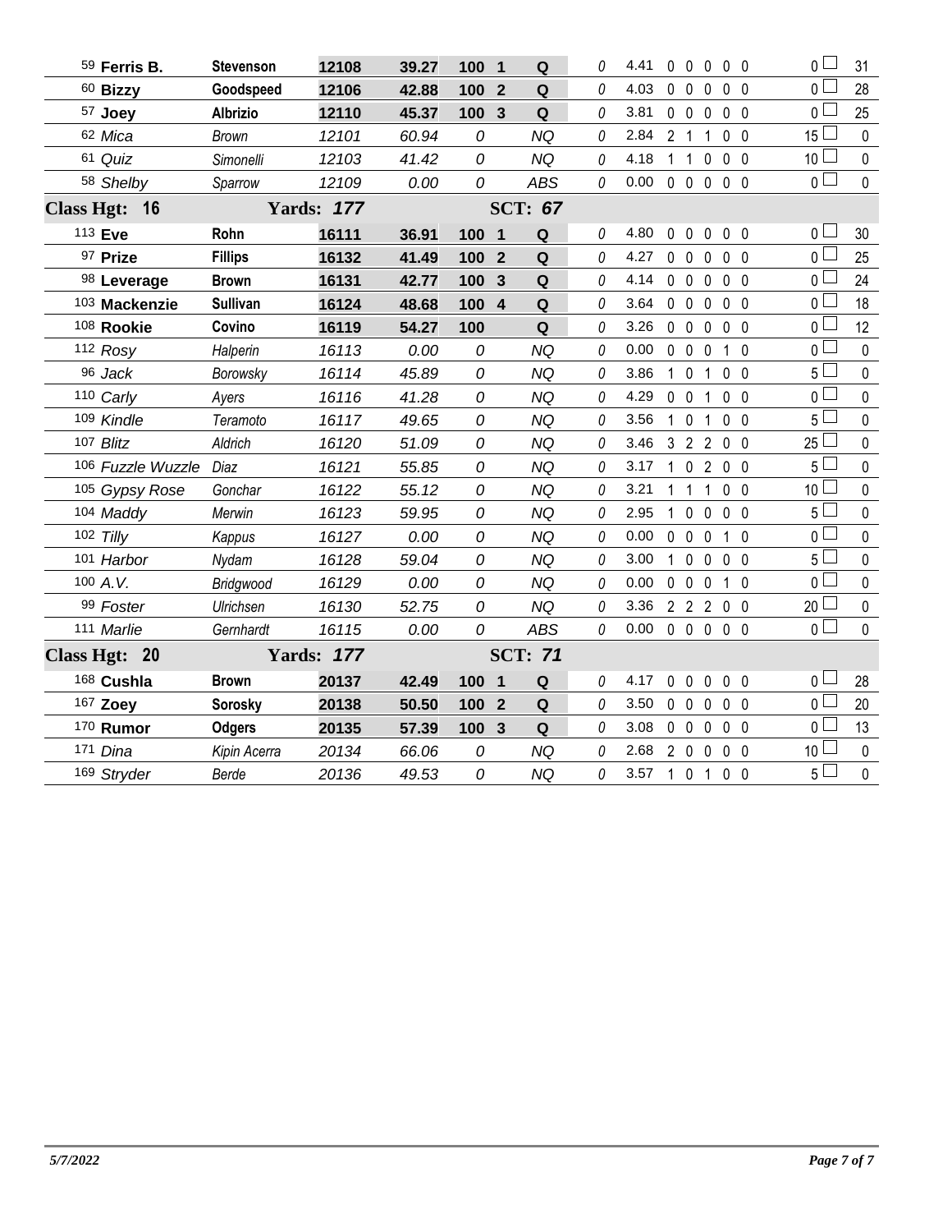| | | | | | | | | | | | | | | | |
|---|---|---|---|---|---|---|---|---|---|---|---|---|---|---|---|
| 59 **Ferris B.** | **Stevenson** | **12108** | **39.27** | **100** | **1** | **Q** | 0 | 4.41 | 0 | 0 | 0 | 0 | 0 | 0 | 31 |
| 60 **Bizzy** | **Goodspeed** | **12106** | **42.88** | **100** | **2** | **Q** | 0 | 4.03 | 0 | 0 | 0 | 0 | 0 | 0 | 28 |
| 57 **Joey** | **Albrizio** | **12110** | **45.37** | **100** | **3** | **Q** | 0 | 3.81 | 0 | 0 | 0 | 0 | 0 | 0 | 25 |
| 62 *Mica* | *Brown* | *12101* | *60.94* | *0* | | *NQ* | 0 | 2.84 | 2 | 1 | 1 | 0 | 0 | 15 | 0 |
| 61 *Quiz* | *Simonelli* | *12103* | *41.42* | *0* | | *NQ* | 0 | 4.18 | 1 | 1 | 0 | 0 | 0 | 10 | 0 |
| 58 *Shelby* | *Sparrow* | *12109* | *0.00* | *0* | | *ABS* | 0 | 0.00 | 0 | 0 | 0 | 0 | 0 | 0 | 0 |
| **Class Hgt: 16** | | **Yards: 177** | | | | **SCT: 67** | | | | | | | | | |
| 113 **Eve** | **Rohn** | **16111** | **36.91** | **100** | **1** | **Q** | 0 | 4.80 | 0 | 0 | 0 | 0 | 0 | 0 | 30 |
| 97 **Prize** | **Fillips** | **16132** | **41.49** | **100** | **2** | **Q** | 0 | 4.27 | 0 | 0 | 0 | 0 | 0 | 0 | 25 |
| 98 **Leverage** | **Brown** | **16131** | **42.77** | **100** | **3** | **Q** | 0 | 4.14 | 0 | 0 | 0 | 0 | 0 | 0 | 24 |
| 103 **Mackenzie** | **Sullivan** | **16124** | **48.68** | **100** | **4** | **Q** | 0 | 3.64 | 0 | 0 | 0 | 0 | 0 | 0 | 18 |
| 108 **Rookie** | **Covino** | **16119** | **54.27** | **100** | | **Q** | 0 | 3.26 | 0 | 0 | 0 | 0 | 0 | 0 | 12 |
| 112 *Rosy* | *Halperin* | *16113* | *0.00* | *0* | | *NQ* | 0 | 0.00 | 0 | 0 | 0 | 1 | 0 | 0 | 0 |
| 96 *Jack* | *Borowsky* | *16114* | *45.89* | *0* | | *NQ* | 0 | 3.86 | 1 | 0 | 1 | 0 | 0 | 5 | 0 |
| 110 *Carly* | *Ayers* | *16116* | *41.28* | *0* | | *NQ* | 0 | 4.29 | 0 | 0 | 1 | 0 | 0 | 0 | 0 |
| 109 *Kindle* | *Teramoto* | *16117* | *49.65* | *0* | | *NQ* | 0 | 3.56 | 1 | 0 | 1 | 0 | 0 | 5 | 0 |
| 107 *Blitz* | *Aldrich* | *16120* | *51.09* | *0* | | *NQ* | 0 | 3.46 | 3 | 2 | 2 | 0 | 0 | 25 | 0 |
| 106 *Fuzzle Wuzzle* | *Diaz* | *16121* | *55.85* | *0* | | *NQ* | 0 | 3.17 | 1 | 0 | 2 | 0 | 0 | 5 | 0 |
| 105 *Gypsy Rose* | *Gonchar* | *16122* | *55.12* | *0* | | *NQ* | 0 | 3.21 | 1 | 1 | 1 | 0 | 0 | 10 | 0 |
| 104 *Maddy* | *Merwin* | *16123* | *59.95* | *0* | | *NQ* | 0 | 2.95 | 1 | 0 | 0 | 0 | 0 | 5 | 0 |
| 102 *Tilly* | *Kappus* | *16127* | *0.00* | *0* | | *NQ* | 0 | 0.00 | 0 | 0 | 0 | 1 | 0 | 0 | 0 |
| 101 *Harbor* | *Nydam* | *16128* | *59.04* | *0* | | *NQ* | 0 | 3.00 | 1 | 0 | 0 | 0 | 0 | 5 | 0 |
| 100 *A.V.* | *Bridgwood* | *16129* | *0.00* | *0* | | *NQ* | 0 | 0.00 | 0 | 0 | 0 | 1 | 0 | 0 | 0 |
| 99 *Foster* | *Ulrichsen* | *16130* | *52.75* | *0* | | *NQ* | 0 | 3.36 | 2 | 2 | 2 | 0 | 0 | 20 | 0 |
| 111 *Marlie* | *Gernhardt* | *16115* | *0.00* | *0* | | *ABS* | 0 | 0.00 | 0 | 0 | 0 | 0 | 0 | 0 | 0 |
| **Class Hgt: 20** | | **Yards: 177** | | | | **SCT: 71** | | | | | | | | | |
| 168 **Cushla** | **Brown** | **20137** | **42.49** | **100** | **1** | **Q** | 0 | 4.17 | 0 | 0 | 0 | 0 | 0 | 0 | 28 |
| 167 **Zoey** | **Sorosky** | **20138** | **50.50** | **100** | **2** | **Q** | 0 | 3.50 | 0 | 0 | 0 | 0 | 0 | 0 | 20 |
| 170 **Rumor** | **Odgers** | **20135** | **57.39** | **100** | **3** | **Q** | 0 | 3.08 | 0 | 0 | 0 | 0 | 0 | 0 | 13 |
| 171 *Dina* | *Kipin Acerra* | *20134* | *66.06* | *0* | | *NQ* | 0 | 2.68 | 2 | 0 | 0 | 0 | 0 | 10 | 0 |
| 169 *Stryder* | *Berde* | *20136* | *49.53* | *0* | | *NQ* | 0 | 3.57 | 1 | 0 | 1 | 0 | 0 | 5 | 0 |

*5/7/2022*